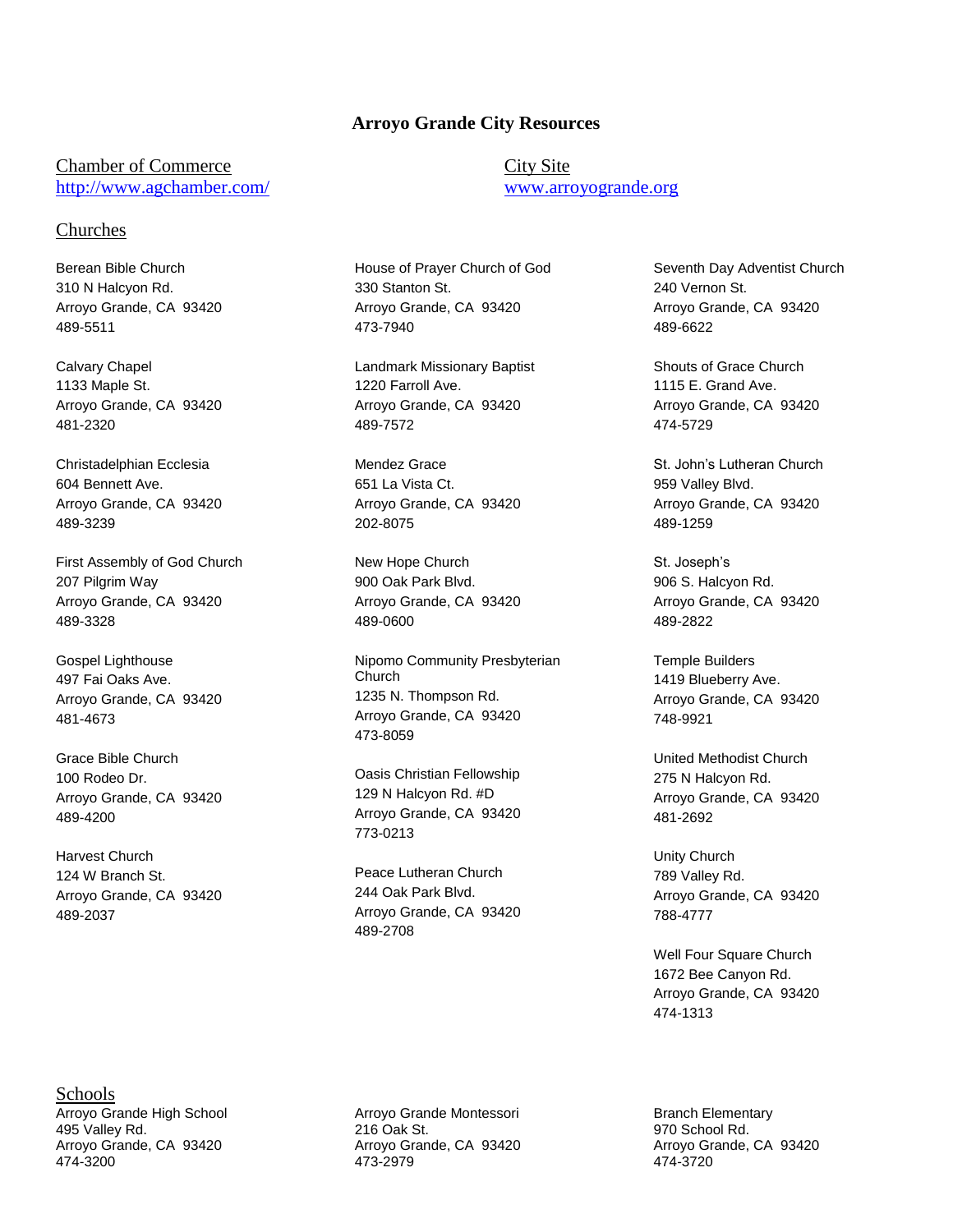# Arroyo Grande City Resources

Chamber of Commerce
[http://www.agchamber.com/](http://www.agchamber.com/)

City Site
[www.arroyogrande.org](http://www.arroyogrande.org)

## Churches

Berean Bible Church
310 N Halcyon Rd.
Arroyo Grande, CA 93420
489-5511

Calvary Chapel
1133 Maple St.
Arroyo Grande, CA 93420
481-2320

Christadelphian Ecclesia
604 Bennett Ave.
Arroyo Grande, CA 93420
489-3239

First Assembly of God Church
207 Pilgrim Way
Arroyo Grande, CA 93420
489-3328

Gospel Lighthouse
497 Fai Oaks Ave.
Arroyo Grande, CA 93420
481-4673

Grace Bible Church
100 Rodeo Dr.
Arroyo Grande, CA 93420
489-4200

Harvest Church
124 W Branch St.
Arroyo Grande, CA 93420
489-2037

House of Prayer Church of God
330 Stanton St.
Arroyo Grande, CA 93420
473-7940

Landmark Missionary Baptist
1220 Farroll Ave.
Arroyo Grande, CA 93420
489-7572

Mendez Grace
651 La Vista Ct.
Arroyo Grande, CA 93420
202-8075

New Hope Church
900 Oak Park Blvd.
Arroyo Grande, CA 93420
489-0600

Nipomo Community Presbyterian Church
1235 N. Thompson Rd.
Arroyo Grande, CA 93420
473-8059

Oasis Christian Fellowship
129 N Halcyon Rd. #D
Arroyo Grande, CA 93420
773-0213

Peace Lutheran Church
244 Oak Park Blvd.
Arroyo Grande, CA 93420
489-2708

Seventh Day Adventist Church
240 Vernon St.
Arroyo Grande, CA 93420
489-6622

Shouts of Grace Church
1115 E. Grand Ave.
Arroyo Grande, CA 93420
474-5729

St. John's Lutheran Church
959 Valley Blvd.
Arroyo Grande, CA 93420
489-1259

St. Joseph's
906 S. Halcyon Rd.
Arroyo Grande, CA 93420
489-2822

Temple Builders
1419 Blueberry Ave.
Arroyo Grande, CA 93420
748-9921

United Methodist Church
275 N Halcyon Rd.
Arroyo Grande, CA 93420
481-2692

Unity Church
789 Valley Rd.
Arroyo Grande, CA 93420
788-4777

Well Four Square Church
1672 Bee Canyon Rd.
Arroyo Grande, CA 93420
474-1313

## Schools

Arroyo Grande High School
495 Valley Rd.
Arroyo Grande, CA 93420
474-3200

Arroyo Grande Montessori
216 Oak St.
Arroyo Grande, CA 93420
473-2979

Branch Elementary
970 School Rd.
Arroyo Grande, CA 93420
474-3720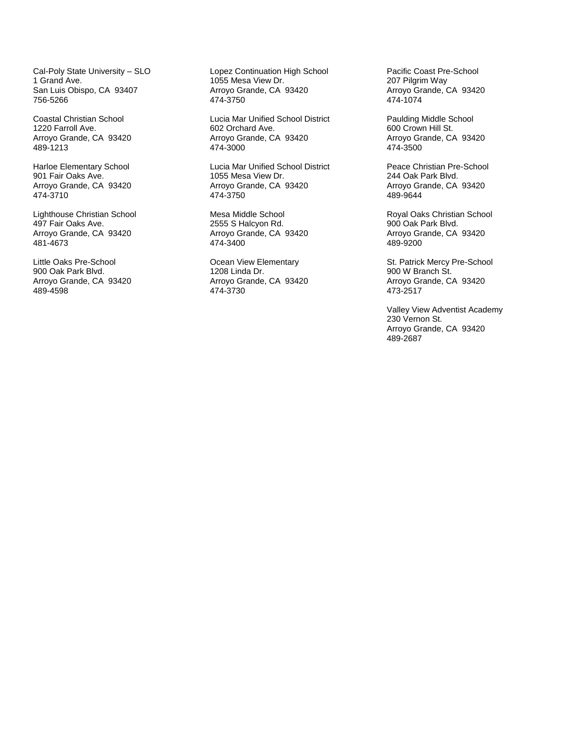Cal-Poly State University – SLO
1 Grand Ave.
San Luis Obispo, CA 93407
756-5266

Coastal Christian School
1220 Farroll Ave.
Arroyo Grande, CA 93420
489-1213

Harloe Elementary School
901 Fair Oaks Ave.
Arroyo Grande, CA 93420
474-3710

Lighthouse Christian School
497 Fair Oaks Ave.
Arroyo Grande, CA 93420
481-4673

Little Oaks Pre-School
900 Oak Park Blvd.
Arroyo Grande, CA 93420
489-4598

Lopez Continuation High School
1055 Mesa View Dr.
Arroyo Grande, CA 93420
474-3750

Lucia Mar Unified School District
602 Orchard Ave.
Arroyo Grande, CA 93420
474-3000

Lucia Mar Unified School District
1055 Mesa View Dr.
Arroyo Grande, CA 93420
474-3750

Mesa Middle School
2555 S Halcyon Rd.
Arroyo Grande, CA 93420
474-3400

Ocean View Elementary
1208 Linda Dr.
Arroyo Grande, CA 93420
474-3730

Pacific Coast Pre-School
207 Pilgrim Way
Arroyo Grande, CA 93420
474-1074

Paulding Middle School
600 Crown Hill St.
Arroyo Grande, CA 93420
474-3500

Peace Christian Pre-School
244 Oak Park Blvd.
Arroyo Grande, CA 93420
489-9644

Royal Oaks Christian School
900 Oak Park Blvd.
Arroyo Grande, CA 93420
489-9200

St. Patrick Mercy Pre-School
900 W Branch St.
Arroyo Grande, CA 93420
473-2517

Valley View Adventist Academy
230 Vernon St.
Arroyo Grande, CA 93420
489-2687